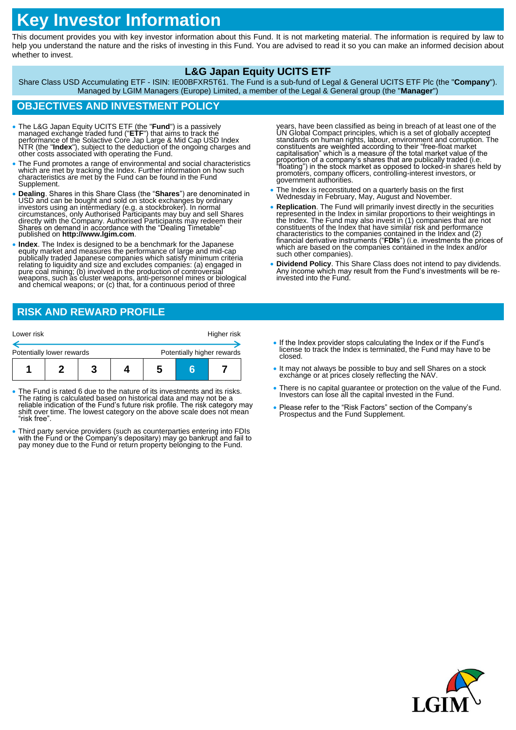# Key Investor Information

This document provides you with key investor information about this Fund. It is not marketing material. The information is required by law to help you understand the nature and the risks of investing in this Fund. You are advised to read it so you can make an informed decision about whether to invest.

## L&G Japan Equity UCITS ETF

Share Class USD Accumulating ETF - ISIN: IE00BFXR5T61. The Fund is a sub-fund of Legal & General UCITS ETF Plc (the "**Company**"). Managed by LGIM Managers (Europe) Limited, a member of the Legal & General group (the "**Manager**")

## OBJECTIVES AND INVESTMENT POLICY

- The L&G Japan Equity UCITS ETF (the "**Fund**") is a passively managed exchange traded fund ("**ETF**") that aims to track the performance of the Solactive Core Jap Large & Mid Cap USD Index NTR (the "**Index**"), subject to the deduction of the ongoing charges and other costs associated with operating the Fund.
- The Fund promotes a range of environmental and social characteristics which are met by tracking the Index. Further information on how such characteristics are met by the Fund can be found in the Fund Supplement.
- **Dealing**. Shares in this Share Class (the "**Shares**") are denominated in USD and can be bought and sold on stock exchanges by ordinary investors using an intermediary (e.g. a stockbroker). In normal circumstances, only Authorised Participants may buy and sell Shares directly with the Company. Authorised Participants may redeem their Shares on demand in accordance with the "Dealing Timetable" published on **http://www.lgim.com**.
- **Index**. The Index is designed to be a benchmark for the Japanese equity market and measures the performance of large and mid-cap publicly traded Japanese companies which satisfy minimum criteria relating to liquidity and size and excludes companies: (a) engaged in pure coal mining; (b) involved in the production of controversial weapons, such as cluster weapons, anti-personnel mines or biological and chemical weapons; or (c) that, for a continuous period of three years, have been classified as being in breach of at least one of the UN Global Compact principles, which is a set of globally accepted standards on human rights, labour, environment and corruption. The constituents are weighted according to their "free-float market capitalisation" which is a measure of the total market value of the proportion of a company's shares that are publically traded (i.e. "floating") in the stock market as opposed to locked-in shares held by promoters, company officers, controlling-interest investors, or government authorities.
- The Index is reconstituted on a quarterly basis on the first Wednesday in February, May, August and November.
- **Replication**. The Fund will primarily invest directly in the securities represented in the Index in similar proportions to their weightings in the Index. The Fund may also invest in (1) companies that are not constituents of the Index that have similar risk and performance characteristics to the companies contained in the Index and (2) financial derivative instruments ("**FDIs**") (i.e. investments the prices of which are based on the companies contained in the Index and/or such other companies).
- **Dividend Policy**. This Share Class does not intend to pay dividends. Any income which may result from the Fund's investments will be re-invested into the Fund.

## RISK AND REWARD PROFILE

| Lower risk | | | | | | Higher risk |
|---|---|---|---|---|---|---|
| Potentially lower rewards | | | | | | Potentially higher rewards |
| 1 | 2 | 3 | 4 | 5 | **6** | 7 |

- The Fund is rated 6 due to the nature of its investments and its risks. The rating is calculated based on historical data and may not be a reliable indication of the Fund's future risk profile. The risk category may shift over time. The lowest category on the above scale does not mean "risk free".
- Third party service providers (such as counterparties entering into FDIs with the Fund or the Company's depositary) may go bankrupt and fail to pay money due to the Fund or return property belonging to the Fund.
- If the Index provider stops calculating the Index or if the Fund's license to track the Index is terminated, the Fund may have to be closed.
- It may not always be possible to buy and sell Shares on a stock exchange or at prices closely reflecting the NAV.
- There is no capital guarantee or protection on the value of the Fund. Investors can lose all the capital invested in the Fund.
- Please refer to the "Risk Factors" section of the Company's Prospectus and the Fund Supplement.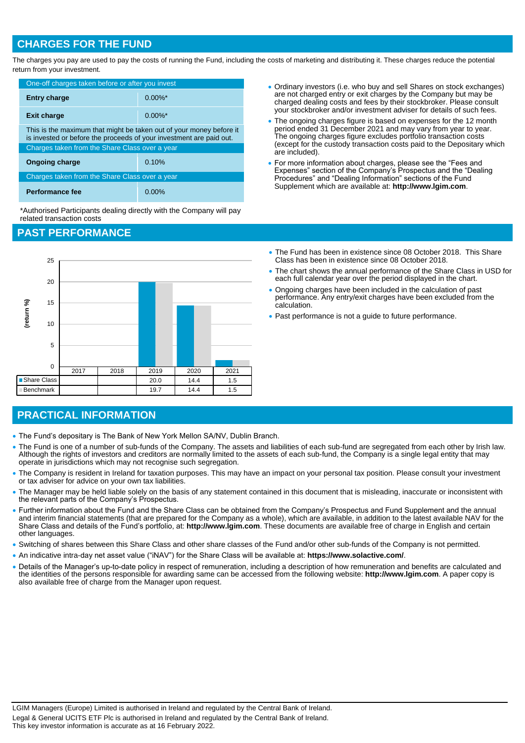## CHARGES FOR THE FUND

The charges you pay are used to pay the costs of running the Fund, including the costs of marketing and distributing it. These charges reduce the potential return from your investment.

| One-off charges taken before or after you invest | |
|---|---|
| **Entry charge** | 0.00%* |
| **Exit charge** | 0.00%* |
| This is the maximum that might be taken out of your money before it is invested or before the proceeds of your investment are paid out. | |
| Charges taken from the Share Class over a year | |
| **Ongoing charge** | 0.10% |
| Charges taken from the Share Class over a year | |
| **Performance fee** | 0.00% |

*Authorised Participants dealing directly with the Company will pay related transaction costs

- Ordinary investors (i.e. who buy and sell Shares on stock exchanges) are not charged entry or exit charges by the Company but may be charged dealing costs and fees by their stockbroker. Please consult your stockbroker and/or investment adviser for details of such fees.
- The ongoing charges figure is based on expenses for the 12 month period ended 31 December 2021 and may vary from year to year. The ongoing charges figure excludes portfolio transaction costs (except for the custody transaction costs paid to the Depositary which are included).
- For more information about charges, please see the "Fees and Expenses" section of the Company's Prospectus and the "Dealing Procedures" and "Dealing Information" sections of the Fund Supplement which are available at: **http://www.lgim.com**.

## PAST PERFORMANCE

(return %)

25
20
15
10
5
0

2017 2018 2019 2020 2021

Share Class: 20.0 (2019), 14.4 (2020), 1.5 (2021)

Benchmark: 19.7 (2019), 14.4 (2020), 1.5 (2021)

- The Fund has been in existence since 08 October 2018. This Share Class has been in existence since 08 October 2018.
- The chart shows the annual performance of the Share Class in USD for each full calendar year over the period displayed in the chart.
- Ongoing charges have been included in the calculation of past performance. Any entry/exit charges have been excluded from the calculation.
- Past performance is not a guide to future performance.

## PRACTICAL INFORMATION

- The Fund's depositary is The Bank of New York Mellon SA/NV, Dublin Branch.
- The Fund is one of a number of sub-funds of the Company. The assets and liabilities of each sub-fund are segregated from each other by Irish law. Although the rights of investors and creditors are normally limited to the assets of each sub-fund, the Company is a single legal entity that may operate in jurisdictions which may not recognise such segregation.
- The Company is resident in Ireland for taxation purposes. This may have an impact on your personal tax position. Please consult your investment or tax adviser for advice on your own tax liabilities.
- The Manager may be held liable solely on the basis of any statement contained in this document that is misleading, inaccurate or inconsistent with the relevant parts of the Company's Prospectus.
- Further information about the Fund and the Share Class can be obtained from the Company's Prospectus and Fund Supplement and the annual and interim financial statements (that are prepared for the Company as a whole), which are available, in addition to the latest available NAV for the Share Class and details of the Fund's portfolio, at: **http://www.lgim.com**. These documents are available free of charge in English and certain other languages.
- Switching of shares between this Share Class and other share classes of the Fund and/or other sub-funds of the Company is not permitted.
- An indicative intra-day net asset value ("iNAV") for the Share Class will be available at: **https://www.solactive.com/**.
- Details of the Manager's up-to-date policy in respect of remuneration, including a description of how remuneration and benefits are calculated and the identities of the persons responsible for awarding same can be accessed from the following website: **http://www.lgim.com**. A paper copy is also available free of charge from the Manager upon request.

LGIM Managers (Europe) Limited is authorised in Ireland and regulated by the Central Bank of Ireland.
Legal & General UCITS ETF Plc is authorised in Ireland and regulated by the Central Bank of Ireland.
This key investor information is accurate as at 16 February 2022.